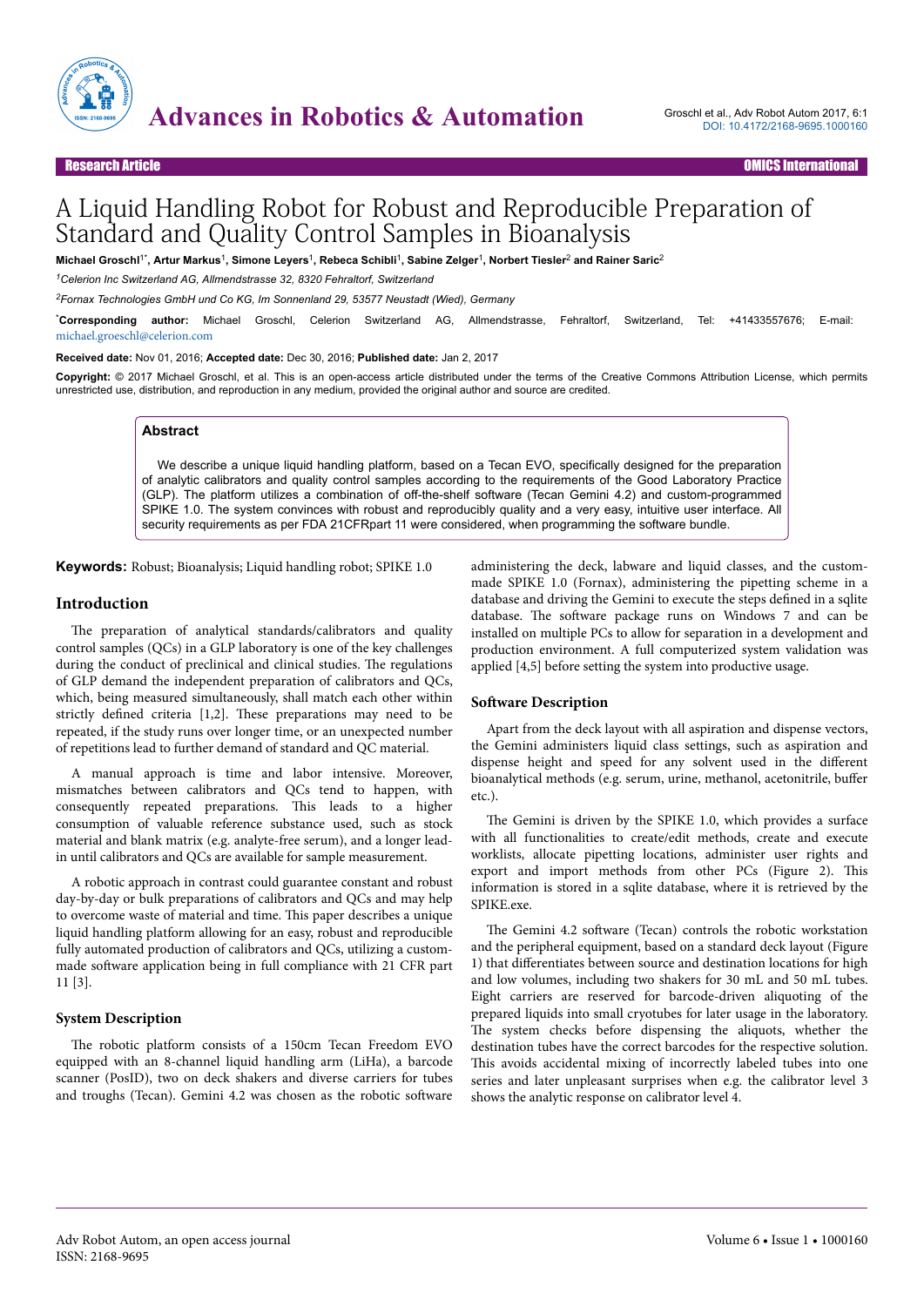# A Liquid Handling Robot for Robust and Reproducible Preparation of Standard and Quality Control Samples in Bioanalysis

**Michael Groschl[1*], Artur Markus[1], Simone Leyers[1], Rebeca Schibli[1], Sabine Zelger[1], Norbert Tiesler[2] and Rainer Saric[2]**

*[1]Celerion Inc Switzerland AG, Allmendstrasse 32, 8320 Fehraltorf, Switzerland*

*[2]Fornax Technologies GmbH und Co KG, Im Sonnenland 29, 53577 Neustadt (Wied), Germany*

**[*]Corresponding author:** Michael Groschl, Celerion Switzerland AG, Allmendstrasse, Fehraltorf, Switzerland, Tel: +41433557676; E-mail: michael.groeschl@celerion.com

**Received date:** Nov 01, 2016; **Accepted date:** Dec 30, 2016; **Published date:** Jan 2, 2017

**Copyright:** © 2017 Michael Groschl, et al. This is an open-access article distributed under the terms of the Creative Commons Attribution License, which permits unrestricted use, distribution, and reproduction in any medium, provided the original author and source are credited.

## Abstract

We describe a unique liquid handling platform, based on a Tecan EVO, specifically designed for the preparation of analytic calibrators and quality control samples according to the requirements of the Good Laboratory Practice (GLP). The platform utilizes a combination of off-the-shelf software (Tecan Gemini 4.2) and custom-programmed SPIKE 1.0. The system convinces with robust and reproducibly quality and a very easy, intuitive user interface. All security requirements as per FDA 21CFRpart 11 were considered, when programming the software bundle.

**Keywords:** Robust; Bioanalysis; Liquid handling robot; SPIKE 1.0

## Introduction

The preparation of analytical standards/calibrators and quality control samples (QCs) in a GLP laboratory is one of the key challenges during the conduct of preclinical and clinical studies. The regulations of GLP demand the independent preparation of calibrators and QCs, which, being measured simultaneously, shall match each other within strictly defined criteria [1,2]. These preparations may need to be repeated, if the study runs over longer time, or an unexpected number of repetitions lead to further demand of standard and QC material.

A manual approach is time and labor intensive. Moreover, mismatches between calibrators and QCs tend to happen, with consequently repeated preparations. This leads to a higher consumption of valuable reference substance used, such as stock material and blank matrix (e.g. analyte-free serum), and a longer lead-in until calibrators and QCs are available for sample measurement.

A robotic approach in contrast could guarantee constant and robust day-by-day or bulk preparations of calibrators and QCs and may help to overcome waste of material and time. This paper describes a unique liquid handling platform allowing for an easy, robust and reproducible fully automated production of calibrators and QCs, utilizing a custom-made software application being in full compliance with 21 CFR part 11 [3].

### System Description

The robotic platform consists of a 150cm Tecan Freedom EVO equipped with an 8-channel liquid handling arm (LiHa), a barcode scanner (PosID), two on deck shakers and diverse carriers for tubes and troughs (Tecan). Gemini 4.2 was chosen as the robotic software administering the deck, labware and liquid classes, and the custom-made SPIKE 1.0 (Fornax), administering the pipetting scheme in a database and driving the Gemini to execute the steps defined in a sqlite database. The software package runs on Windows 7 and can be installed on multiple PCs to allow for separation in a development and production environment. A full computerized system validation was applied [4,5] before setting the system into productive usage.

### Software Description

Apart from the deck layout with all aspiration and dispense vectors, the Gemini administers liquid class settings, such as aspiration and dispense height and speed for any solvent used in the different bioanalytical methods (e.g. serum, urine, methanol, acetonitrile, buffer etc.).

The Gemini is driven by the SPIKE 1.0, which provides a surface with all functionalities to create/edit methods, create and execute worklists, allocate pipetting locations, administer user rights and export and import methods from other PCs (Figure 2). This information is stored in a sqlite database, where it is retrieved by the SPIKE.exe.

The Gemini 4.2 software (Tecan) controls the robotic workstation and the peripheral equipment, based on a standard deck layout (Figure 1) that differentiates between source and destination locations for high and low volumes, including two shakers for 30 mL and 50 mL tubes. Eight carriers are reserved for barcode-driven aliquoting of the prepared liquids into small cryotubes for later usage in the laboratory. The system checks before dispensing the aliquots, whether the destination tubes have the correct barcodes for the respective solution. This avoids accidental mixing of incorrectly labeled tubes into one series and later unpleasant surprises when e.g. the calibrator level 3 shows the analytic response on calibrator level 4.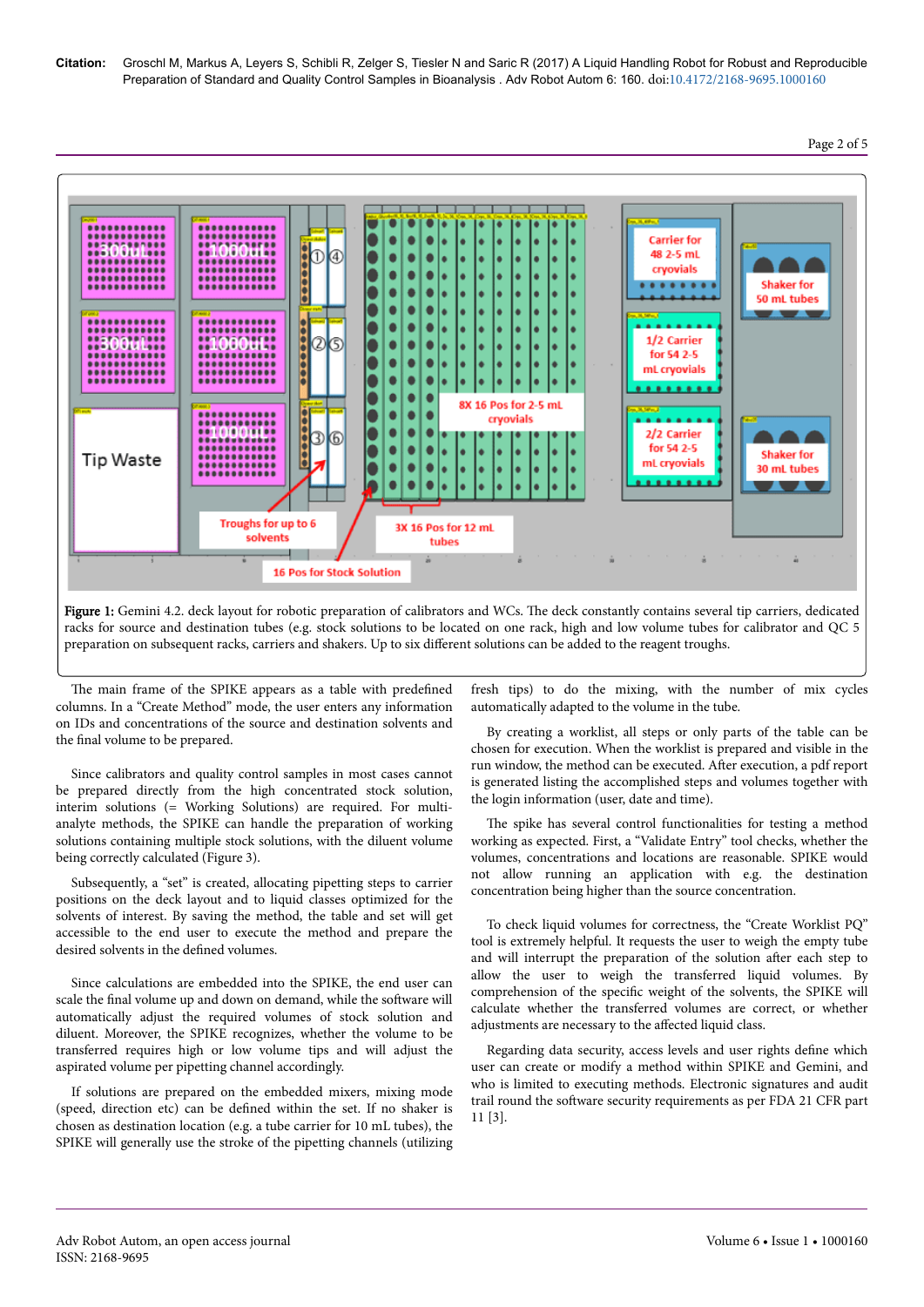Citation: Groschl M, Markus A, Leyers S, Schibli R, Zelger S, Tiesler N and Saric R (2017) A Liquid Handling Robot for Robust and Reproducible Preparation of Standard and Quality Control Samples in Bioanalysis . Adv Robot Autom 6: 160. doi:10.4172/2168-9695.1000160

300uL

1000uL

300uL

1000uL

1000uL

Tip Waste

Troughs for up to 6 solvents

16 Pos for Stock Solution

3X 16 Pos for 12 mL tubes

8X 16 Pos for 2-5 mL cryovials

Carrier for 48 2-5 mL cryovials

1/2 Carrier for 54 2-5 mL cryovials

2/2 Carrier for 54 2-5 mL cryovials

Shaker for 50 mL tubes

Shaker for 30 mL tubes

**Figure 1:** Gemini 4.2. deck layout for robotic preparation of calibrators and WCs. The deck constantly contains several tip carriers, dedicated racks for source and destination tubes (e.g. stock solutions to be located on one rack, high and low volume tubes for calibrator and QC 5 preparation on subsequent racks, carriers and shakers. Up to six different solutions can be added to the reagent troughs.

The main frame of the SPIKE appears as a table with predefined columns. In a "Create Method" mode, the user enters any information on IDs and concentrations of the source and destination solvents and the final volume to be prepared.

Since calibrators and quality control samples in most cases cannot be prepared directly from the high concentrated stock solution, interim solutions (= Working Solutions) are required. For multi-analyte methods, the SPIKE can handle the preparation of working solutions containing multiple stock solutions, with the diluent volume being correctly calculated (Figure 3).

Subsequently, a "set" is created, allocating pipetting steps to carrier positions on the deck layout and to liquid classes optimized for the solvents of interest. By saving the method, the table and set will get accessible to the end user to execute the method and prepare the desired solvents in the defined volumes.

Since calculations are embedded into the SPIKE, the end user can scale the final volume up and down on demand, while the software will automatically adjust the required volumes of stock solution and diluent. Moreover, the SPIKE recognizes, whether the volume to be transferred requires high or low volume tips and will adjust the aspirated volume per pipetting channel accordingly.

If solutions are prepared on the embedded mixers, mixing mode (speed, direction etc) can be defined within the set. If no shaker is chosen as destination location (e.g. a tube carrier for 10 mL tubes), the SPIKE will generally use the stroke of the pipetting channels (utilizing fresh tips) to do the mixing, with the number of mix cycles automatically adapted to the volume in the tube.

By creating a worklist, all steps or only parts of the table can be chosen for execution. When the worklist is prepared and visible in the run window, the method can be executed. After execution, a pdf report is generated listing the accomplished steps and volumes together with the login information (user, date and time).

The spike has several control functionalities for testing a method working as expected. First, a "Validate Entry" tool checks, whether the volumes, concentrations and locations are reasonable. SPIKE would not allow running an application with e.g. the destination concentration being higher than the source concentration.

To check liquid volumes for correctness, the "Create Worklist PQ" tool is extremely helpful. It requests the user to weigh the empty tube and will interrupt the preparation of the solution after each step to allow the user to weigh the transferred liquid volumes. By comprehension of the specific weight of the solvents, the SPIKE will calculate whether the transferred volumes are correct, or whether adjustments are necessary to the affected liquid class.

Regarding data security, access levels and user rights define which user can create or modify a method within SPIKE and Gemini, and who is limited to executing methods. Electronic signatures and audit trail round the software security requirements as per FDA 21 CFR part 11 [3].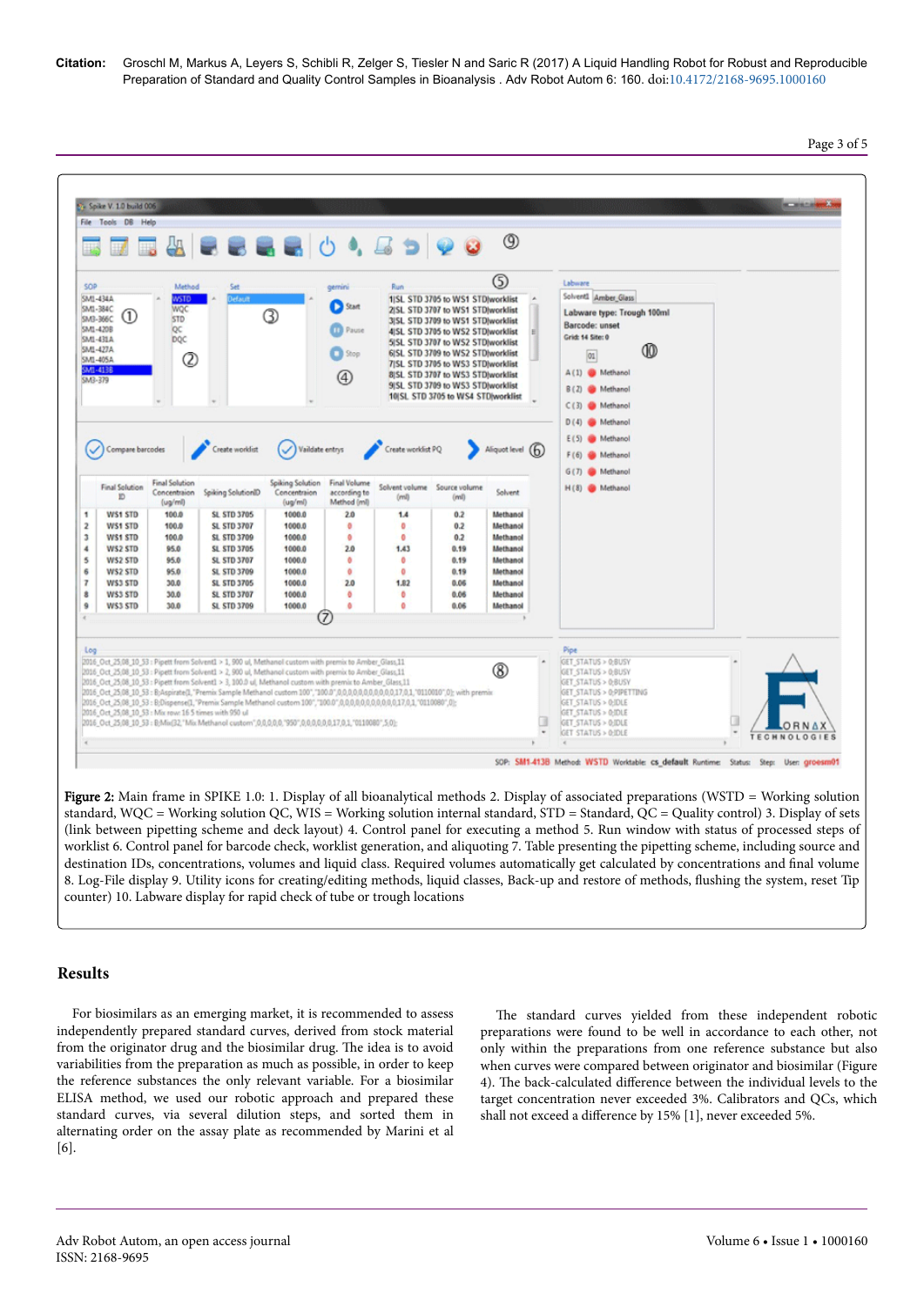**Figure 2:** Main frame in SPIKE 1.0: 1. Display of all bioanalytical methods 2. Display of associated preparations (WSTD = Working solution standard, WQC = Working solution QC, WIS = Working solution internal standard, STD = Standard, QC = Quality control) 3. Display of sets (link between pipetting scheme and deck layout) 4. Control panel for executing a method 5. Run window with status of processed steps of worklist 6. Control panel for barcode check, worklist generation, and aliquoting 7. Table presenting the pipetting scheme, including source and destination IDs, concentrations, volumes and liquid class. Required volumes automatically get calculated by concentrations and final volume 8. Log-File display 9. Utility icons for creating/editing methods, liquid classes, Back-up and restore of methods, flushing the system, reset Tip counter) 10. Labware display for rapid check of tube or trough locations

## Results

For biosimilars as an emerging market, it is recommended to assess independently prepared standard curves, derived from stock material from the originator drug and the biosimilar drug. The idea is to avoid variabilities from the preparation as much as possible, in order to keep the reference substances the only relevant variable. For a biosimilar ELISA method, we used our robotic approach and prepared these standard curves, via several dilution steps, and sorted them in alternating order on the assay plate as recommended by Marini et al [6].

The standard curves yielded from these independent robotic preparations were found to be well in accordance to each other, not only within the preparations from one reference substance but also when curves were compared between originator and biosimilar (Figure 4). The back-calculated difference between the individual levels to the target concentration never exceeded 3%. Calibrators and QCs, which shall not exceed a difference by 15% [1], never exceeded 5%.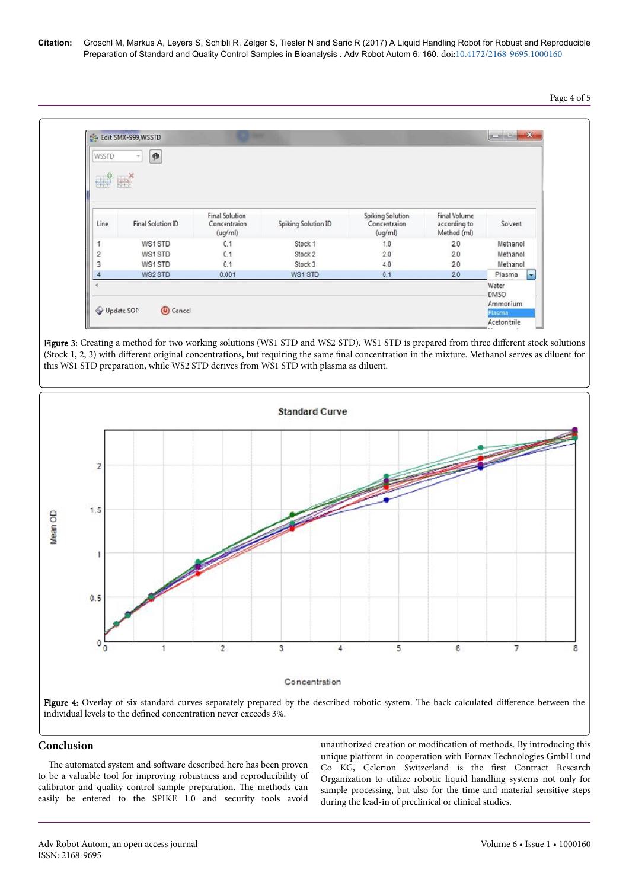**Figure 3:** Creating a method for two working solutions (WS1 STD and WS2 STD). WS1 STD is prepared from three different stock solutions (Stock 1, 2, 3) with different original concentrations, but requiring the same final concentration in the mixture. Methanol serves as diluent for this WS1 STD preparation, while WS2 STD derives from WS1 STD with plasma as diluent.

**Figure 4:** Overlay of six standard curves separately prepared by the described robotic system. The back-calculated difference between the individual levels to the defined concentration never exceeds 3%.

## Conclusion

The automated system and software described here has been proven to be a valuable tool for improving robustness and reproducibility of calibrator and quality control sample preparation. The methods can easily be entered to the SPIKE 1.0 and security tools avoid unauthorized creation or modification of methods. By introducing this unique platform in cooperation with Fornax Technologies GmbH und Co KG, Celerion Switzerland is the first Contract Research Organization to utilize robotic liquid handling systems not only for sample processing, but also for the time and material sensitive steps during the lead-in of preclinical or clinical studies.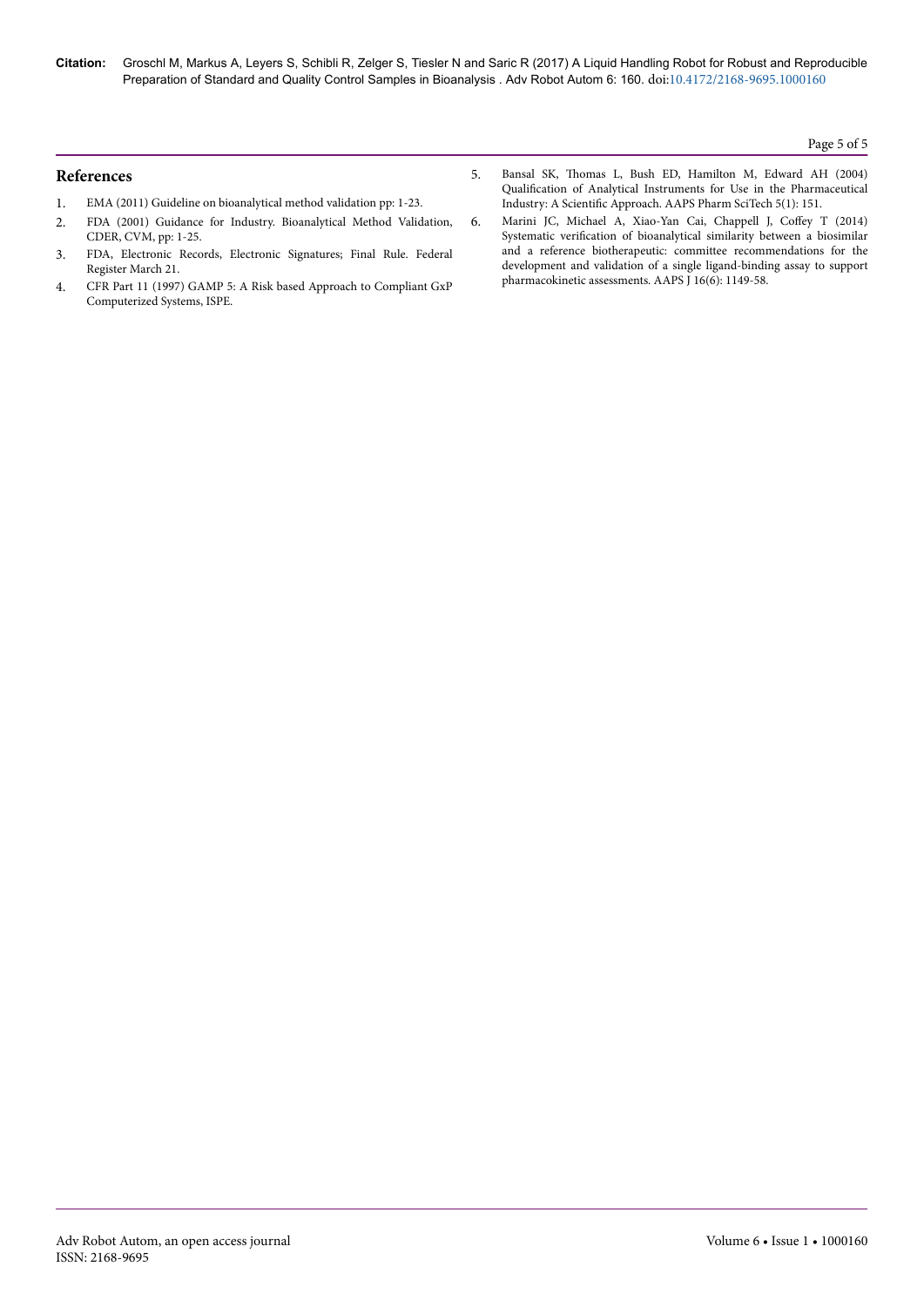## References

1. EMA (2011) Guideline on bioanalytical method validation pp: 1-23.
2. FDA (2001) Guidance for Industry. Bioanalytical Method Validation, CDER, CVM, pp: 1-25.
3. FDA, Electronic Records, Electronic Signatures; Final Rule. Federal Register March 21.
4. CFR Part 11 (1997) GAMP 5: A Risk based Approach to Compliant GxP Computerized Systems, ISPE.
5. Bansal SK, Thomas L, Bush ED, Hamilton M, Edward AH (2004) Qualification of Analytical Instruments for Use in the Pharmaceutical Industry: A Scientific Approach. AAPS Pharm SciTech 5(1): 151.
6. Marini JC, Michael A, Xiao-Yan Cai, Chappell J, Coffey T (2014) Systematic verification of bioanalytical similarity between a biosimilar and a reference biotherapeutic: committee recommendations for the development and validation of a single ligand-binding assay to support pharmacokinetic assessments. AAPS J 16(6): 1149-58.